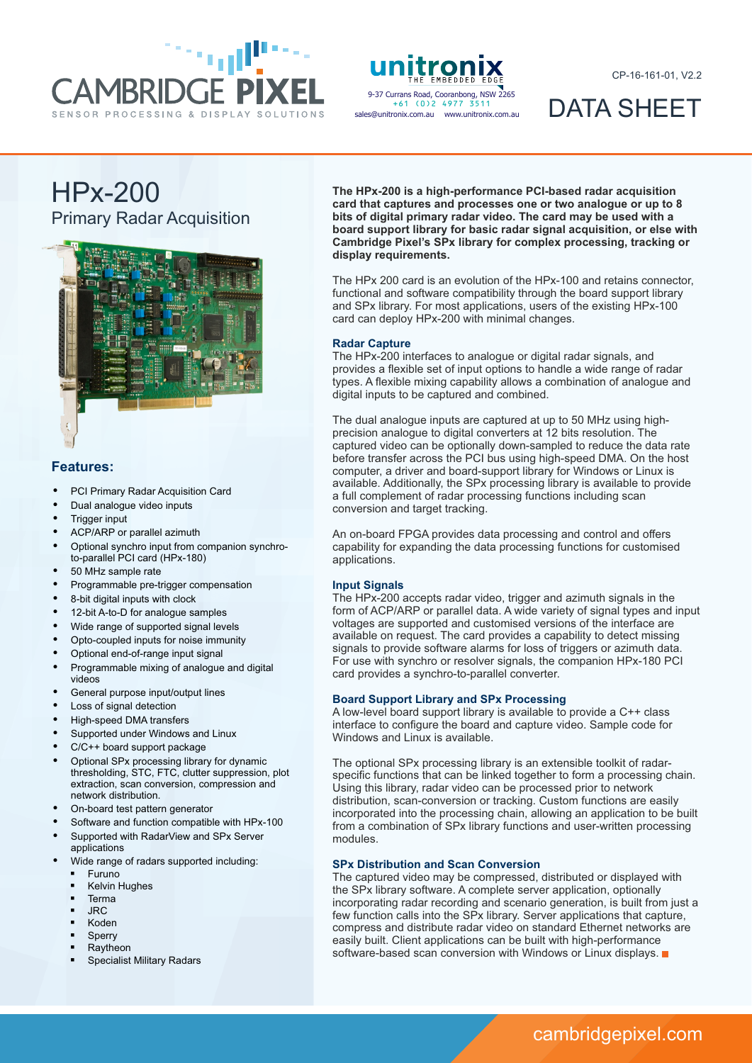CAMBRIDGE PIXEL
SENSOR PROCESSING & DISPLAY SOLUTIONS

unitronix
THE EMBEDDED EDGE
9-37 Currans Road, Cooranbong, NSW 2265
+61 (0)2 4977 3511
sales@unitronix.com.au www.unitronix.com.au

CP-16-161-01, V2.2

DATA SHEET

# HPx-200

## Primary Radar Acquisition

### Features:

- PCI Primary Radar Acquisition Card
- Dual analogue video inputs
- Trigger input
- ACP/ARP or parallel azimuth
- Optional synchro input from companion synchro-to-parallel PCI card (HPx-180)
- 50 MHz sample rate
- Programmable pre-trigger compensation
- 8-bit digital inputs with clock
- 12-bit A-to-D for analogue samples
- Wide range of supported signal levels
- Opto-coupled inputs for noise immunity
- Optional end-of-range input signal
- Programmable mixing of analogue and digital videos
- General purpose input/output lines
- Loss of signal detection
- High-speed DMA transfers
- Supported under Windows and Linux
- C/C++ board support package
- Optional SPx processing library for dynamic thresholding, STC, FTC, clutter suppression, plot extraction, scan conversion, compression and network distribution.
- On-board test pattern generator
- Software and function compatible with HPx-100
- Supported with RadarView and SPx Server applications
- Wide range of radars supported including:
    - Furuno
    - Kelvin Hughes
    - Terma
    - JRC
    - Koden
    - Sperry
    - Raytheon
    - Specialist Military Radars

**The HPx-200 is a high-performance PCI-based radar acquisition card that captures and processes one or two analogue or up to 8 bits of digital primary radar video. The card may be used with a board support library for basic radar signal acquisition, or else with Cambridge Pixel's SPx library for complex processing, tracking or display requirements.**

The HPx 200 card is an evolution of the HPx-100 and retains connector, functional and software compatibility through the board support library and SPx library. For most applications, users of the existing HPx-100 card can deploy HPx-200 with minimal changes.

### Radar Capture

The HPx-200 interfaces to analogue or digital radar signals, and provides a flexible set of input options to handle a wide range of radar types. A flexible mixing capability allows a combination of analogue and digital inputs to be captured and combined.

The dual analogue inputs are captured at up to 50 MHz using high-precision analogue to digital converters at 12 bits resolution. The captured video can be optionally down-sampled to reduce the data rate before transfer across the PCI bus using high-speed DMA. On the host computer, a driver and board-support library for Windows or Linux is available. Additionally, the SPx processing library is available to provide a full complement of radar processing functions including scan conversion and target tracking.

An on-board FPGA provides data processing and control and offers capability for expanding the data processing functions for customised applications.

### Input Signals

The HPx-200 accepts radar video, trigger and azimuth signals in the form of ACP/ARP or parallel data. A wide variety of signal types and input voltages are supported and customised versions of the interface are available on request. The card provides a capability to detect missing signals to provide software alarms for loss of triggers or azimuth data. For use with synchro or resolver signals, the companion HPx-180 PCI card provides a synchro-to-parallel converter.

### Board Support Library and SPx Processing

A low-level board support library is available to provide a C++ class interface to configure the board and capture video. Sample code for Windows and Linux is available.

The optional SPx processing library is an extensible toolkit of radar-specific functions that can be linked together to form a processing chain. Using this library, radar video can be processed prior to network distribution, scan-conversion or tracking. Custom functions are easily incorporated into the processing chain, allowing an application to be built from a combination of SPx library functions and user-written processing modules.

### SPx Distribution and Scan Conversion

The captured video may be compressed, distributed or displayed with the SPx library software. A complete server application, optionally incorporating radar recording and scenario generation, is built from just a few function calls into the SPx library. Server applications that capture, compress and distribute radar video on standard Ethernet networks are easily built. Client applications can be built with high-performance software-based scan conversion with Windows or Linux displays.

cambridgepixel.com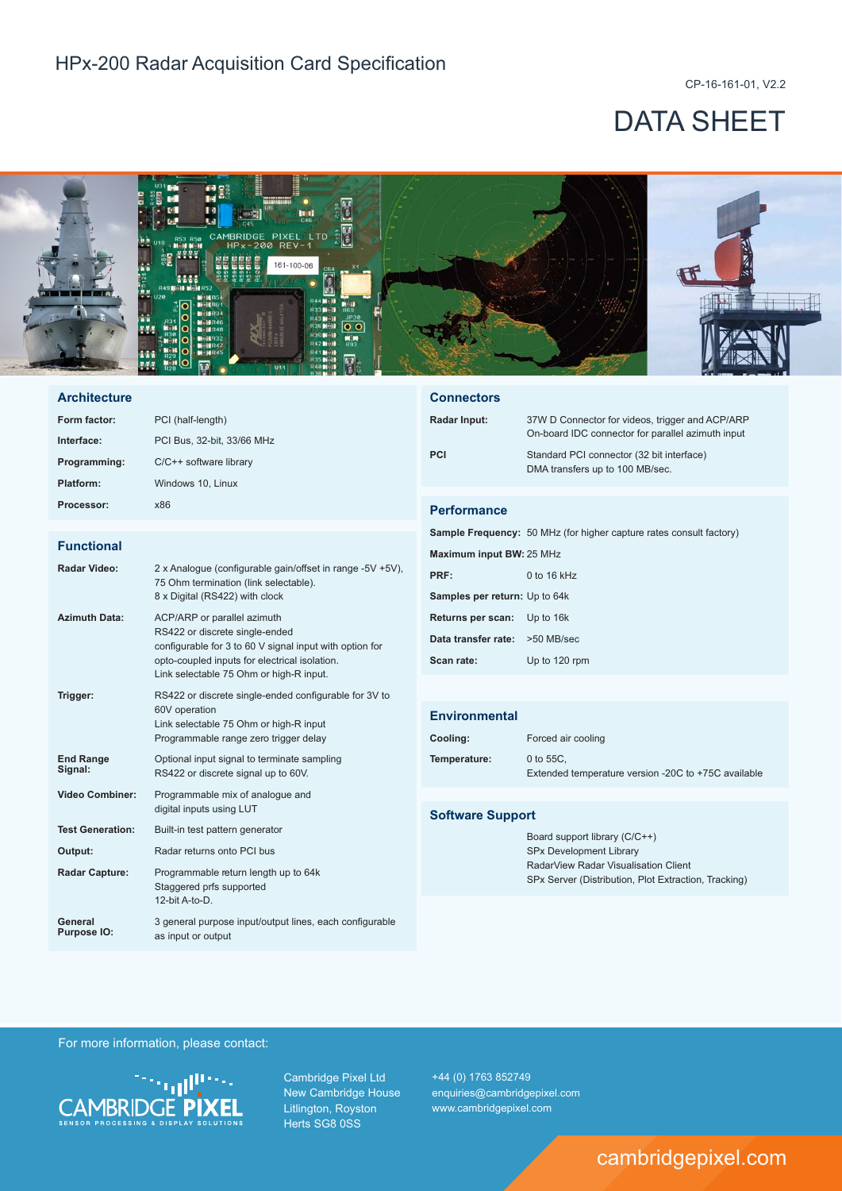# HPx-200 Radar Acquisition Card Specification

CP-16-161-01, V2.2

# DATA SHEET

## Architecture

| | |
|---|---|
| **Form factor:** | PCI (half-length) |
| **Interface:** | PCI Bus, 32-bit, 33/66 MHz |
| **Programming:** | C/C++ software library |
| **Platform:** | Windows 10, Linux |
| **Processor:** | x86 |

## Functional

| | |
|---|---|
| **Radar Video:** | 2 x Analogue (configurable gain/offset in range -5V +5V), 75 Ohm termination (link selectable). 8 x Digital (RS422) with clock |
| **Azimuth Data:** | ACP/ARP or parallel azimuth RS422 or discrete single-ended configurable for 3 to 60 V signal input with option for opto-coupled inputs for electrical isolation. Link selectable 75 Ohm or high-R input. |
| **Trigger:** | RS422 or discrete single-ended configurable for 3V to 60V operation Link selectable 75 Ohm or high-R input Programmable range zero trigger delay |
| **End Range Signal:** | Optional input signal to terminate sampling RS422 or discrete signal up to 60V. |
| **Video Combiner:** | Programmable mix of analogue and digital inputs using LUT |
| **Test Generation:** | Built-in test pattern generator |
| **Output:** | Radar returns onto PCI bus |
| **Radar Capture:** | Programmable return length up to 64k Staggered prfs supported 12-bit A-to-D. |
| **General Purpose IO:** | 3 general purpose input/output lines, each configurable as input or output |

## Connectors

| | |
|---|---|
| **Radar Input:** | 37W D Connector for videos, trigger and ACP/ARP On-board IDC connector for parallel azimuth input |
| **PCI** | Standard PCI connector (32 bit interface) DMA transfers up to 100 MB/sec. |

## Performance

| | |
|---|---|
| **Sample Frequency:** | 50 MHz (for higher capture rates consult factory) |
| **Maximum input BW:** | 25 MHz |
| **PRF:** | 0 to 16 kHz |
| **Samples per return:** | Up to 64k |
| **Returns per scan:** | Up to 16k |
| **Data transfer rate:** | >50 MB/sec |
| **Scan rate:** | Up to 120 rpm |

## Environmental

| | |
|---|---|
| **Cooling:** | Forced air cooling |
| **Temperature:** | 0 to 55C, Extended temperature version -20C to +75C available |

## Software Support

- Board support library (C/C++)
- SPx Development Library
- RadarView Radar Visualisation Client
- SPx Server (Distribution, Plot Extraction, Tracking)

For more information, please contact:

CAMBRIDGE PIXEL
SENSOR PROCESSING & DISPLAY SOLUTIONS

Cambridge Pixel Ltd
New Cambridge House
Litlington, Royston
Herts SG8 0SS

+44 (0) 1763 852749
enquiries@cambridgepixel.com
www.cambridgepixel.com

cambridgepixel.com